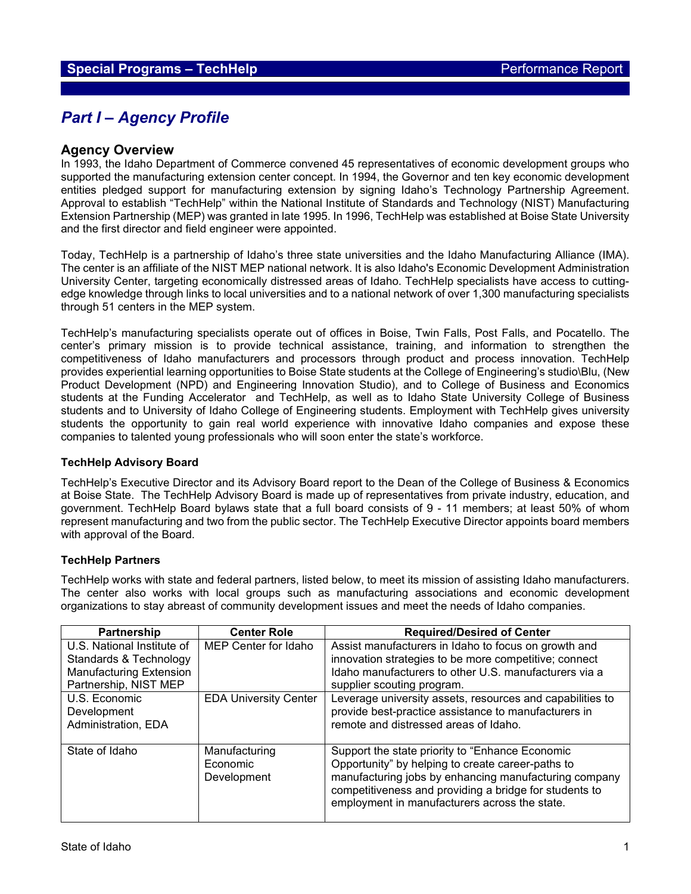**Special Programs – TechHelp** Performance Report

# *Part I – Agency Profile*

## Agency Overview

In 1993, the Idaho Department of Commerce convened 45 representatives of economic development groups who supported the manufacturing extension center concept. In 1994, the Governor and ten key economic development entities pledged support for manufacturing extension by signing Idaho's Technology Partnership Agreement. Approval to establish "TechHelp" within the National Institute of Standards and Technology (NIST) Manufacturing Extension Partnership (MEP) was granted in late 1995. In 1996, TechHelp was established at Boise State University and the first director and field engineer were appointed.

Today, TechHelp is a partnership of Idaho's three state universities and the Idaho Manufacturing Alliance (IMA). The center is an affiliate of the NIST MEP national network. It is also Idaho's Economic Development Administration University Center, targeting economically distressed areas of Idaho. TechHelp specialists have access to cutting-edge knowledge through links to local universities and to a national network of over 1,300 manufacturing specialists through 51 centers in the MEP system.

TechHelp's manufacturing specialists operate out of offices in Boise, Twin Falls, Post Falls, and Pocatello. The center's primary mission is to provide technical assistance, training, and information to strengthen the competitiveness of Idaho manufacturers and processors through product and process innovation. TechHelp provides experiential learning opportunities to Boise State students at the College of Engineering's studio\Blu, (New Product Development (NPD) and Engineering Innovation Studio), and to College of Business and Economics students at the Funding Accelerator and TechHelp, as well as to Idaho State University College of Business students and to University of Idaho College of Engineering students. Employment with TechHelp gives university students the opportunity to gain real world experience with innovative Idaho companies and expose these companies to talented young professionals who will soon enter the state's workforce.

### TechHelp Advisory Board

TechHelp's Executive Director and its Advisory Board report to the Dean of the College of Business & Economics at Boise State. The TechHelp Advisory Board is made up of representatives from private industry, education, and government. TechHelp Board bylaws state that a full board consists of 9 - 11 members; at least 50% of whom represent manufacturing and two from the public sector. The TechHelp Executive Director appoints board members with approval of the Board.

### TechHelp Partners

TechHelp works with state and federal partners, listed below, to meet its mission of assisting Idaho manufacturers. The center also works with local groups such as manufacturing associations and economic development organizations to stay abreast of community development issues and meet the needs of Idaho companies.

| Partnership | Center Role | Required/Desired of Center |
| --- | --- | --- |
| U.S. National Institute of Standards & Technology Manufacturing Extension Partnership, NIST MEP | MEP Center for Idaho | Assist manufacturers in Idaho to focus on growth and innovation strategies to be more competitive; connect Idaho manufacturers to other U.S. manufacturers via a supplier scouting program. |
| U.S. Economic Development Administration, EDA | EDA University Center | Leverage university assets, resources and capabilities to provide best-practice assistance to manufacturers in remote and distressed areas of Idaho. |
| State of Idaho | Manufacturing Economic Development | Support the state priority to "Enhance Economic Opportunity" by helping to create career-paths to manufacturing jobs by enhancing manufacturing company competitiveness and providing a bridge for students to employment in manufacturers across the state. |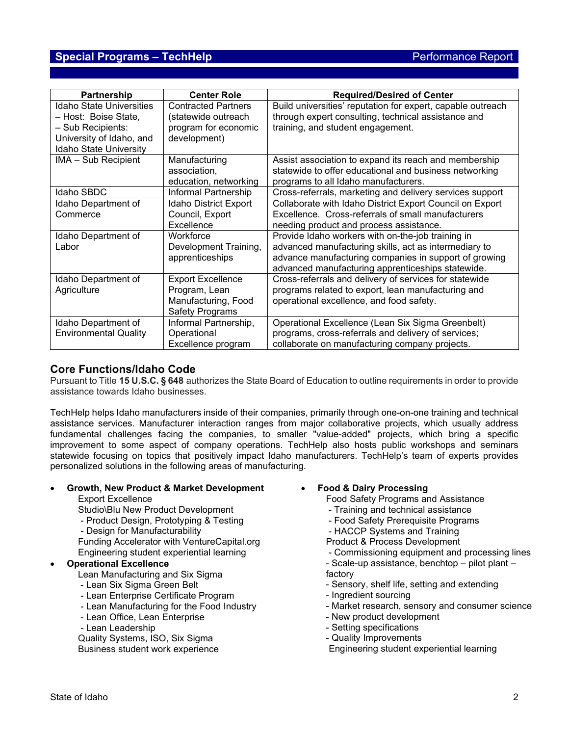| Partnership | Center Role | Required/Desired of Center |
|---|---|---|
| Idaho State Universities – Host: Boise State, – Sub Recipients: University of Idaho, and Idaho State University | Contracted Partners (statewide outreach program for economic development) | Build universities' reputation for expert, capable outreach through expert consulting, technical assistance and training, and student engagement. |
| IMA – Sub Recipient | Manufacturing association, education, networking | Assist association to expand its reach and membership statewide to offer educational and business networking programs to all Idaho manufacturers. |
| Idaho SBDC | Informal Partnership | Cross-referrals, marketing and delivery services support |
| Idaho Department of Commerce | Idaho District Export Council, Export Excellence | Collaborate with Idaho District Export Council on Export Excellence. Cross-referrals of small manufacturers needing product and process assistance. |
| Idaho Department of Labor | Workforce Development Training, apprenticeships | Provide Idaho workers with on-the-job training in advanced manufacturing skills, act as intermediary to advance manufacturing companies in support of growing advanced manufacturing apprenticeships statewide. |
| Idaho Department of Agriculture | Export Excellence Program, Lean Manufacturing, Food Safety Programs | Cross-referrals and delivery of services for statewide programs related to export, lean manufacturing and operational excellence, and food safety. |
| Idaho Department of Environmental Quality | Informal Partnership, Operational Excellence program | Operational Excellence (Lean Six Sigma Greenbelt) programs, cross-referrals and delivery of services; collaborate on manufacturing company projects. |

## Core Functions/Idaho Code

Pursuant to Title **15 U.S.C. § 648** authorizes the State Board of Education to outline requirements in order to provide assistance towards Idaho businesses.

TechHelp helps Idaho manufacturers inside of their companies, primarily through one-on-one training and technical assistance services. Manufacturer interaction ranges from major collaborative projects, which usually address fundamental challenges facing the companies, to smaller "value-added" projects, which bring a specific improvement to some aspect of company operations. TechHelp also hosts public workshops and seminars statewide focusing on topics that positively impact Idaho manufacturers. TechHelp's team of experts provides personalized solutions in the following areas of manufacturing.

- **Growth, New Product & Market Development**
  - Export Excellence
  - Studio\Blu New Product Development
    - Product Design, Prototyping & Testing
    - Design for Manufacturability
  - Funding Accelerator with VentureCapital.org
  - Engineering student experiential learning
- **Operational Excellence**
  - Lean Manufacturing and Six Sigma
    - Lean Six Sigma Green Belt
    - Lean Enterprise Certificate Program
    - Lean Manufacturing for the Food Industry
    - Lean Office, Lean Enterprise
    - Lean Leadership
  - Quality Systems, ISO, Six Sigma
  - Business student work experience
- **Food & Dairy Processing**
  - Food Safety Programs and Assistance
    - Training and technical assistance
    - Food Safety Prerequisite Programs
    - HACCP Systems and Training
  - Product & Process Development
    - Commissioning equipment and processing lines
    - Scale-up assistance, benchtop – pilot plant – factory
    - Sensory, shelf life, setting and extending
    - Ingredient sourcing
    - Market research, sensory and consumer science
    - New product development
    - Setting specifications
    - Quality Improvements
  - Engineering student experiential learning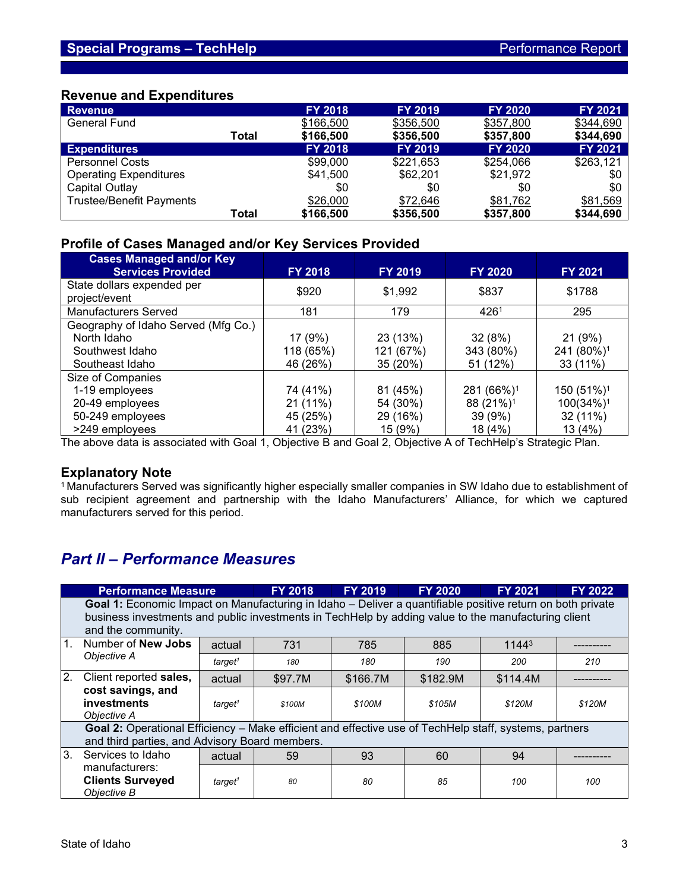## Special Programs – TechHelp — Performance Report

### Revenue and Expenditures

| Revenue | | FY 2018 | FY 2019 | FY 2020 | FY 2021 |
|---|---|---|---|---|---|
| General Fund | | $166,500 | $356,500 | $357,800 | $344,690 |
| | **Total** | **$166,500** | **$356,500** | **$357,800** | **$344,690** |
| **Expenditures** | | **FY 2018** | **FY 2019** | **FY 2020** | **FY 2021** |
| Personnel Costs | | $99,000 | $221,653 | $254,066 | $263,121 |
| Operating Expenditures | | $41,500 | $62,201 | $21,972 | $0 |
| Capital Outlay | | $0 | $0 | $0 | $0 |
| Trustee/Benefit Payments | | $26,000 | $72,646 | $81,762 | $81,569 |
| | **Total** | **$166,500** | **$356,500** | **$357,800** | **$344,690** |

### Profile of Cases Managed and/or Key Services Provided

| Cases Managed and/or Key Services Provided | FY 2018 | FY 2019 | FY 2020 | FY 2021 |
|---|---|---|---|---|
| State dollars expended per project/event | $920 | $1,992 | $837 | $1788 |
| Manufacturers Served | 181 | 179 | 426[1] | 295 |
| Geography of Idaho Served (Mfg Co.) | | | | |
| North Idaho | 17 (9%) | 23 (13%) | 32 (8%) | 21 (9%) |
| Southwest Idaho | 118 (65%) | 121 (67%) | 343 (80%) | 241 (80%)[1] |
| Southeast Idaho | 46 (26%) | 35 (20%) | 51 (12%) | 33 (11%) |
| Size of Companies | | | | |
| 1-19 employees | 74 (41%) | 81 (45%) | 281 (66%)[1] | 150 (51%)[1] |
| 20-49 employees | 21 (11%) | 54 (30%) | 88 (21%)[1] | 100(34%)[1] |
| 50-249 employees | 45 (25%) | 29 (16%) | 39 (9%) | 32 (11%) |
| >249 employees | 41 (23%) | 15 (9%) | 18 (4%) | 13 (4%) |

The above data is associated with Goal 1, Objective B and Goal 2, Objective A of TechHelp's Strategic Plan.

### Explanatory Note

[1] Manufacturers Served was significantly higher especially smaller companies in SW Idaho due to establishment of sub recipient agreement and partnership with the Idaho Manufacturers' Alliance, for which we captured manufacturers served for this period.

## *Part II – Performance Measures*

| | Performance Measure | | FY 2018 | FY 2019 | FY 2020 | FY 2021 | FY 2022 |
|---|---|---|---|---|---|---|---|
| | **Goal 1:** Economic Impact on Manufacturing in Idaho – Deliver a quantifiable positive return on both private business investments and public investments in TechHelp by adding value to the manufacturing client and the community. | | | | | | |
| 1. | Number of **New Jobs** *Objective A* | actual | 731 | 785 | 885 | 1144[3] | ---------- |
| | | *target[1]* | *180* | *180* | *190* | *200* | *210* |
| 2. | Client reported **sales, cost savings, and investments** *Objective A* | actual | $97.7M | $166.7M | $182.9M | $114.4M | ---------- |
| | | *target[1]* | *$100M* | *$100M* | *$105M* | *$120M* | *$120M* |
| | **Goal 2:** Operational Efficiency – Make efficient and effective use of TechHelp staff, systems, partners and third parties, and Advisory Board members. | | | | | | |
| 3. | Services to Idaho manufacturers: **Clients Surveyed** *Objective B* | actual | 59 | 93 | 60 | 94 | ---------- |
| | | *target[1]* | *80* | *80* | *85* | *100* | *100* |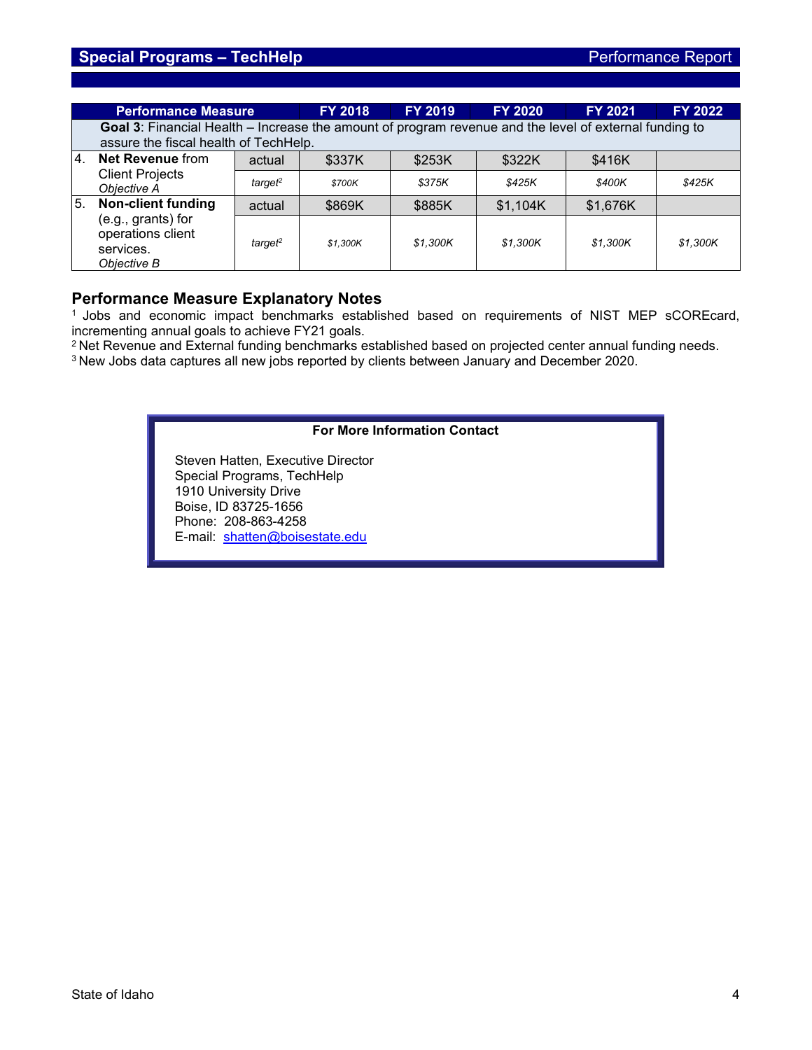## Special Programs – TechHelp

Performance Report

| Performance Measure | | FY 2018 | FY 2019 | FY 2020 | FY 2021 | FY 2022 |
|---|---|---|---|---|---|---|
| **Goal 3**: Financial Health – Increase the amount of program revenue and the level of external funding to assure the fiscal health of TechHelp. | | | | | | |
| 4. **Net Revenue** from Client Projects *Objective A* | actual | $337K | $253K | $322K | $416K | |
| | *target*[2] | *$700K* | *$375K* | *$425K* | *$400K* | *$425K* |
| 5. **Non-client funding** (e.g., grants) for operations client services. *Objective B* | actual | $869K | $885K | $1,104K | $1,676K | |
| | *target*[2] | *$1,300K* | *$1,300K* | *$1,300K* | *$1,300K* | *$1,300K* |

### Performance Measure Explanatory Notes

[1] Jobs and economic impact benchmarks established based on requirements of NIST MEP sCOREcard, incrementing annual goals to achieve FY21 goals.

[2] Net Revenue and External funding benchmarks established based on projected center annual funding needs.

[3] New Jobs data captures all new jobs reported by clients between January and December 2020.

**For More Information Contact**

Steven Hatten, Executive Director
Special Programs, TechHelp
1910 University Drive
Boise, ID 83725-1656
Phone: 208-863-4258
E-mail: shatten@boisestate.edu